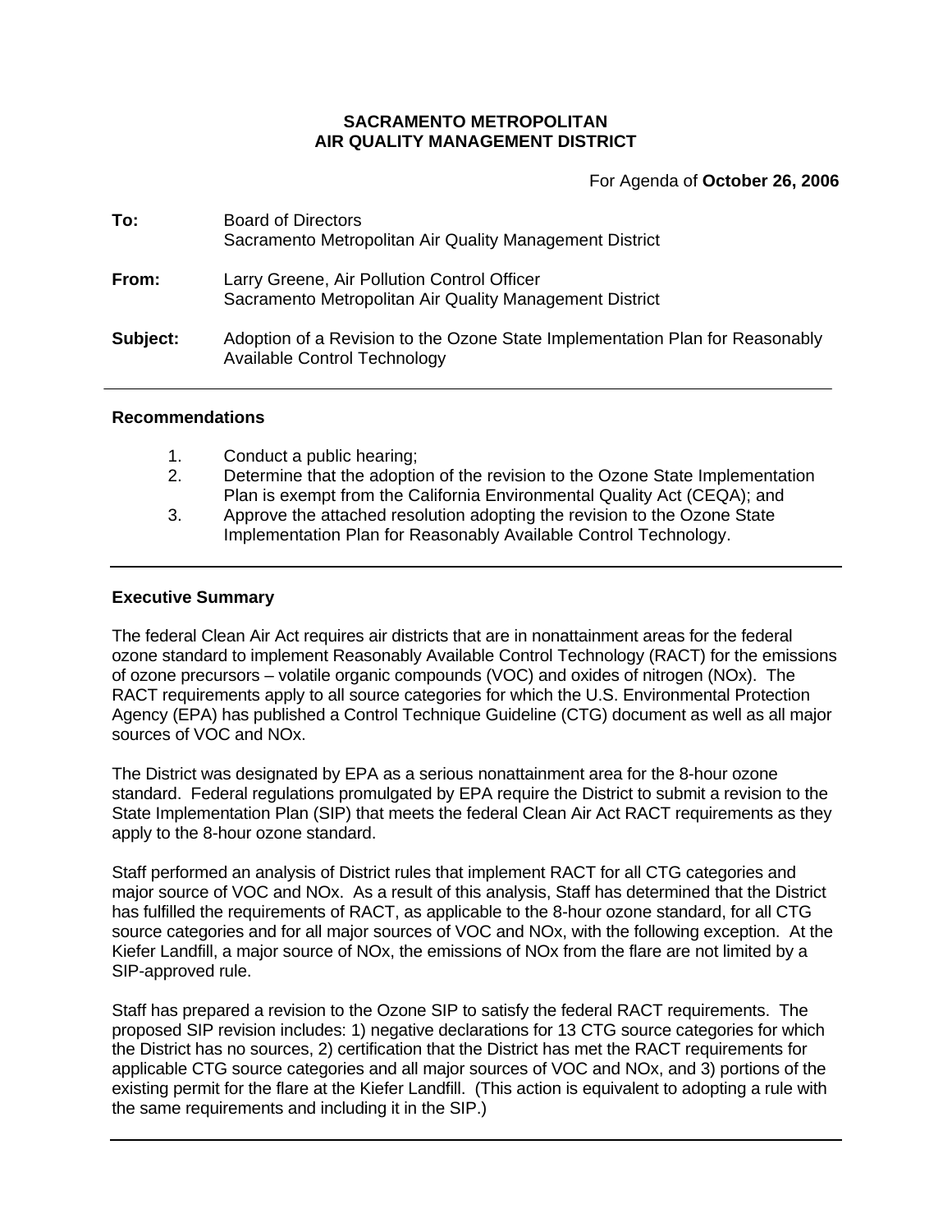**SACRAMENTO METROPOLITAN**
**AIR QUALITY MANAGEMENT DISTRICT**

For Agenda of **October 26, 2006**

**To:** Board of Directors
Sacramento Metropolitan Air Quality Management District

**From:** Larry Greene, Air Pollution Control Officer
Sacramento Metropolitan Air Quality Management District

**Subject:** Adoption of a Revision to the Ozone State Implementation Plan for Reasonably Available Control Technology

---

## Recommendations

1. Conduct a public hearing;
2. Determine that the adoption of the revision to the Ozone State Implementation Plan is exempt from the California Environmental Quality Act (CEQA); and
3. Approve the attached resolution adopting the revision to the Ozone State Implementation Plan for Reasonably Available Control Technology.

---

## Executive Summary

The federal Clean Air Act requires air districts that are in nonattainment areas for the federal ozone standard to implement Reasonably Available Control Technology (RACT) for the emissions of ozone precursors – volatile organic compounds (VOC) and oxides of nitrogen (NOx). The RACT requirements apply to all source categories for which the U.S. Environmental Protection Agency (EPA) has published a Control Technique Guideline (CTG) document as well as all major sources of VOC and NOx.

The District was designated by EPA as a serious nonattainment area for the 8-hour ozone standard. Federal regulations promulgated by EPA require the District to submit a revision to the State Implementation Plan (SIP) that meets the federal Clean Air Act RACT requirements as they apply to the 8-hour ozone standard.

Staff performed an analysis of District rules that implement RACT for all CTG categories and major source of VOC and NOx. As a result of this analysis, Staff has determined that the District has fulfilled the requirements of RACT, as applicable to the 8-hour ozone standard, for all CTG source categories and for all major sources of VOC and NOx, with the following exception. At the Kiefer Landfill, a major source of NOx, the emissions of NOx from the flare are not limited by a SIP-approved rule.

Staff has prepared a revision to the Ozone SIP to satisfy the federal RACT requirements. The proposed SIP revision includes: 1) negative declarations for 13 CTG source categories for which the District has no sources, 2) certification that the District has met the RACT requirements for applicable CTG source categories and all major sources of VOC and NOx, and 3) portions of the existing permit for the flare at the Kiefer Landfill. (This action is equivalent to adopting a rule with the same requirements and including it in the SIP.)

---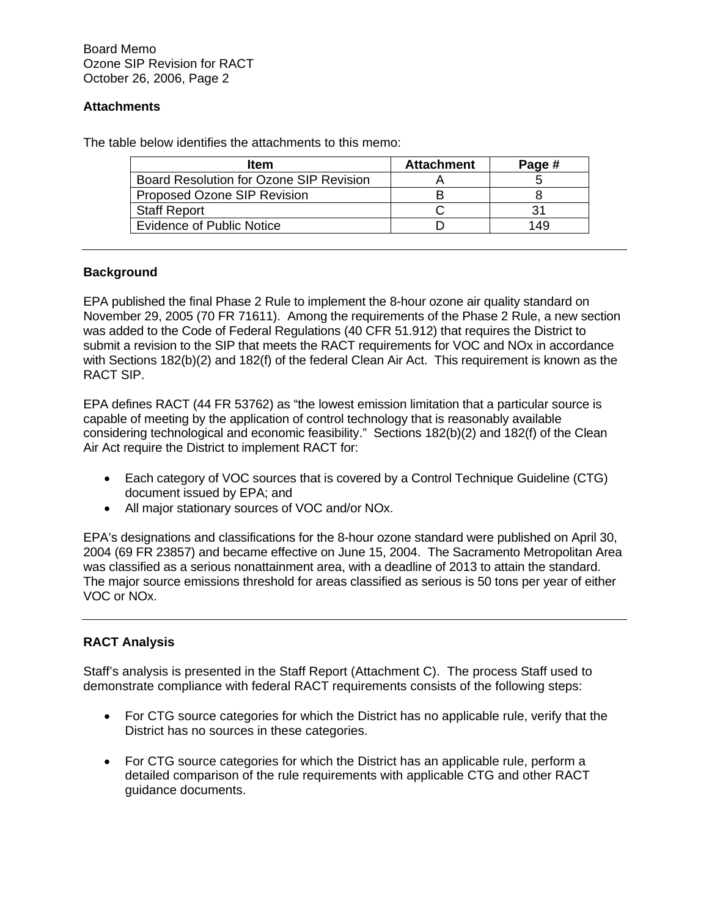## Attachments

The table below identifies the attachments to this memo:

| Item | Attachment | Page # |
|---|---|---|
| Board Resolution for Ozone SIP Revision | A | 5 |
| Proposed Ozone SIP Revision | B | 8 |
| Staff Report | C | 31 |
| Evidence of Public Notice | D | 149 |

---

## Background

EPA published the final Phase 2 Rule to implement the 8-hour ozone air quality standard on November 29, 2005 (70 FR 71611). Among the requirements of the Phase 2 Rule, a new section was added to the Code of Federal Regulations (40 CFR 51.912) that requires the District to submit a revision to the SIP that meets the RACT requirements for VOC and NOx in accordance with Sections 182(b)(2) and 182(f) of the federal Clean Air Act. This requirement is known as the RACT SIP.

EPA defines RACT (44 FR 53762) as "the lowest emission limitation that a particular source is capable of meeting by the application of control technology that is reasonably available considering technological and economic feasibility." Sections 182(b)(2) and 182(f) of the Clean Air Act require the District to implement RACT for:

- Each category of VOC sources that is covered by a Control Technique Guideline (CTG) document issued by EPA; and
- All major stationary sources of VOC and/or NOx.

EPA's designations and classifications for the 8-hour ozone standard were published on April 30, 2004 (69 FR 23857) and became effective on June 15, 2004. The Sacramento Metropolitan Area was classified as a serious nonattainment area, with a deadline of 2013 to attain the standard. The major source emissions threshold for areas classified as serious is 50 tons per year of either VOC or NOx.

---

## RACT Analysis

Staff's analysis is presented in the Staff Report (Attachment C). The process Staff used to demonstrate compliance with federal RACT requirements consists of the following steps:

- For CTG source categories for which the District has no applicable rule, verify that the District has no sources in these categories.

- For CTG source categories for which the District has an applicable rule, perform a detailed comparison of the rule requirements with applicable CTG and other RACT guidance documents.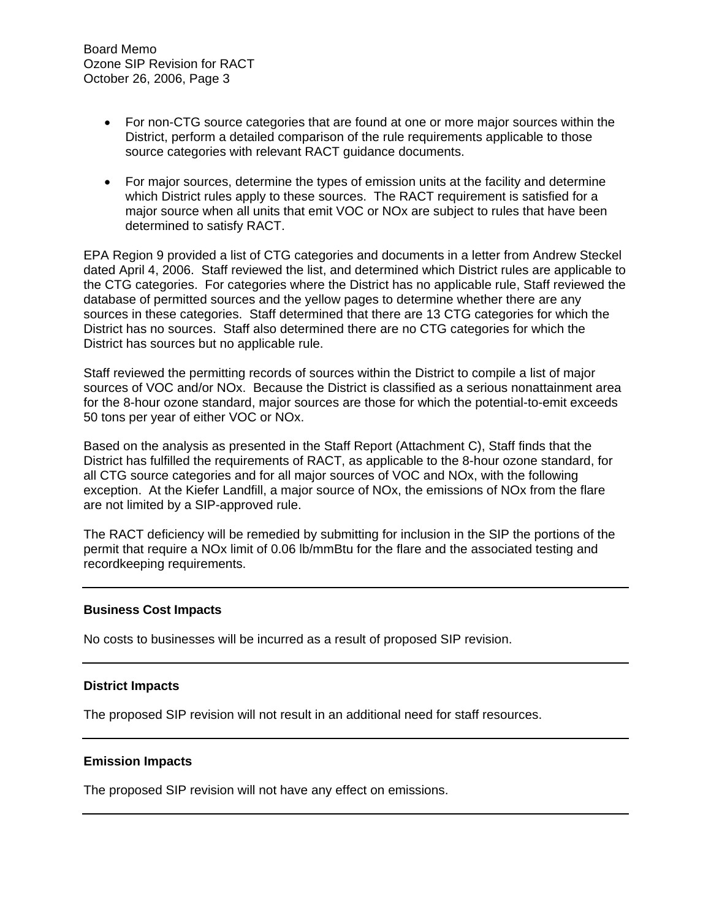- For non-CTG source categories that are found at one or more major sources within the District, perform a detailed comparison of the rule requirements applicable to those source categories with relevant RACT guidance documents.

- For major sources, determine the types of emission units at the facility and determine which District rules apply to these sources. The RACT requirement is satisfied for a major source when all units that emit VOC or NOx are subject to rules that have been determined to satisfy RACT.

EPA Region 9 provided a list of CTG categories and documents in a letter from Andrew Steckel dated April 4, 2006. Staff reviewed the list, and determined which District rules are applicable to the CTG categories. For categories where the District has no applicable rule, Staff reviewed the database of permitted sources and the yellow pages to determine whether there are any sources in these categories. Staff determined that there are 13 CTG categories for which the District has no sources. Staff also determined there are no CTG categories for which the District has sources but no applicable rule.

Staff reviewed the permitting records of sources within the District to compile a list of major sources of VOC and/or NOx. Because the District is classified as a serious nonattainment area for the 8-hour ozone standard, major sources are those for which the potential-to-emit exceeds 50 tons per year of either VOC or NOx.

Based on the analysis as presented in the Staff Report (Attachment C), Staff finds that the District has fulfilled the requirements of RACT, as applicable to the 8-hour ozone standard, for all CTG source categories and for all major sources of VOC and NOx, with the following exception. At the Kiefer Landfill, a major source of NOx, the emissions of NOx from the flare are not limited by a SIP-approved rule.

The RACT deficiency will be remedied by submitting for inclusion in the SIP the portions of the permit that require a NOx limit of 0.06 lb/mmBtu for the flare and the associated testing and recordkeeping requirements.

---

**Business Cost Impacts**

No costs to businesses will be incurred as a result of proposed SIP revision.

---

**District Impacts**

The proposed SIP revision will not result in an additional need for staff resources.

---

**Emission Impacts**

The proposed SIP revision will not have any effect on emissions.

---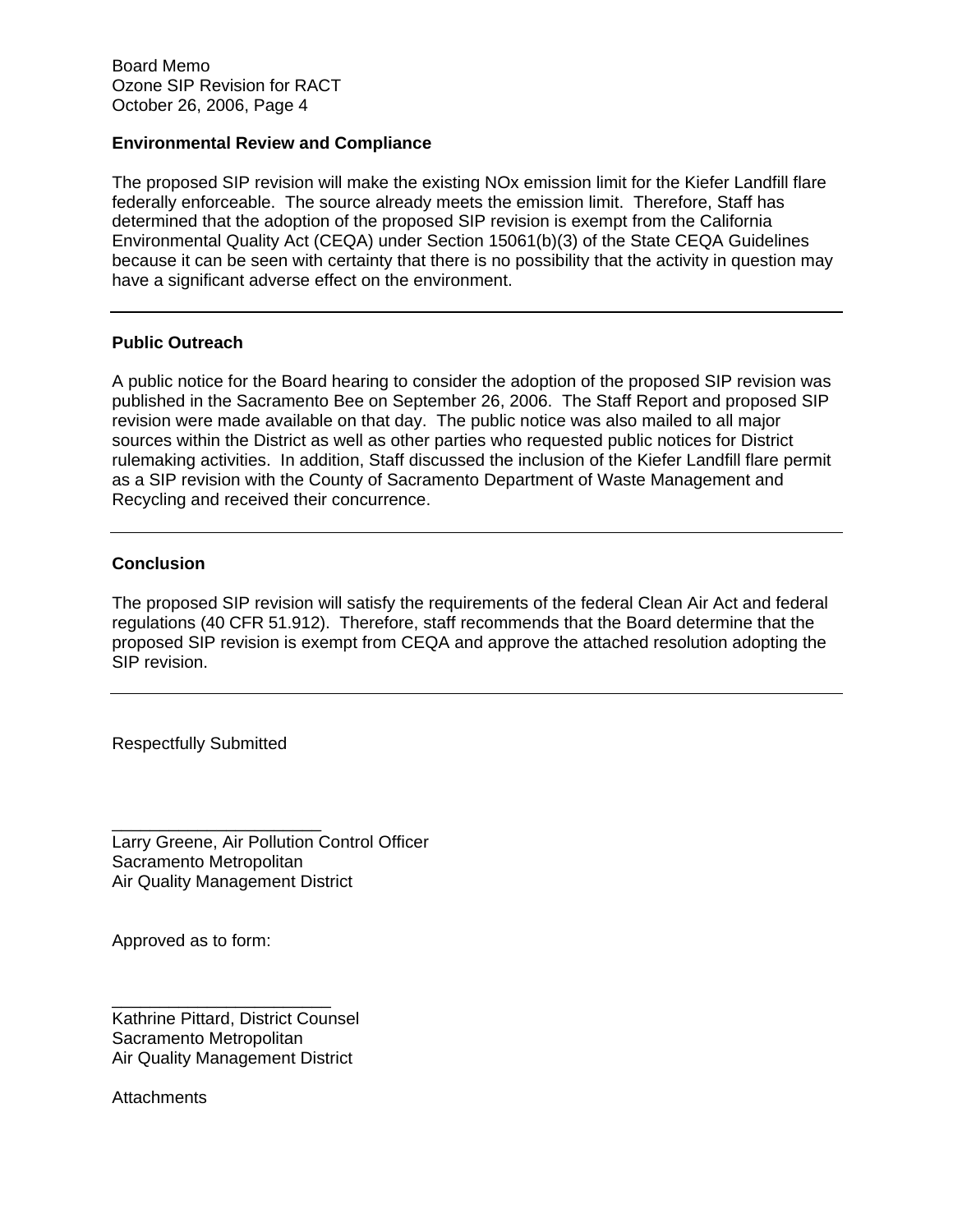## Environmental Review and Compliance

The proposed SIP revision will make the existing NOx emission limit for the Kiefer Landfill flare federally enforceable. The source already meets the emission limit. Therefore, Staff has determined that the adoption of the proposed SIP revision is exempt from the California Environmental Quality Act (CEQA) under Section 15061(b)(3) of the State CEQA Guidelines because it can be seen with certainty that there is no possibility that the activity in question may have a significant adverse effect on the environment.

---

## Public Outreach

A public notice for the Board hearing to consider the adoption of the proposed SIP revision was published in the Sacramento Bee on September 26, 2006. The Staff Report and proposed SIP revision were made available on that day. The public notice was also mailed to all major sources within the District as well as other parties who requested public notices for District rulemaking activities. In addition, Staff discussed the inclusion of the Kiefer Landfill flare permit as a SIP revision with the County of Sacramento Department of Waste Management and Recycling and received their concurrence.

---

## Conclusion

The proposed SIP revision will satisfy the requirements of the federal Clean Air Act and federal regulations (40 CFR 51.912). Therefore, staff recommends that the Board determine that the proposed SIP revision is exempt from CEQA and approve the attached resolution adopting the SIP revision.

---

Respectfully Submitted

______________________
Larry Greene, Air Pollution Control Officer
Sacramento Metropolitan
Air Quality Management District

Approved as to form:

_______________________
Kathrine Pittard, District Counsel
Sacramento Metropolitan
Air Quality Management District

Attachments